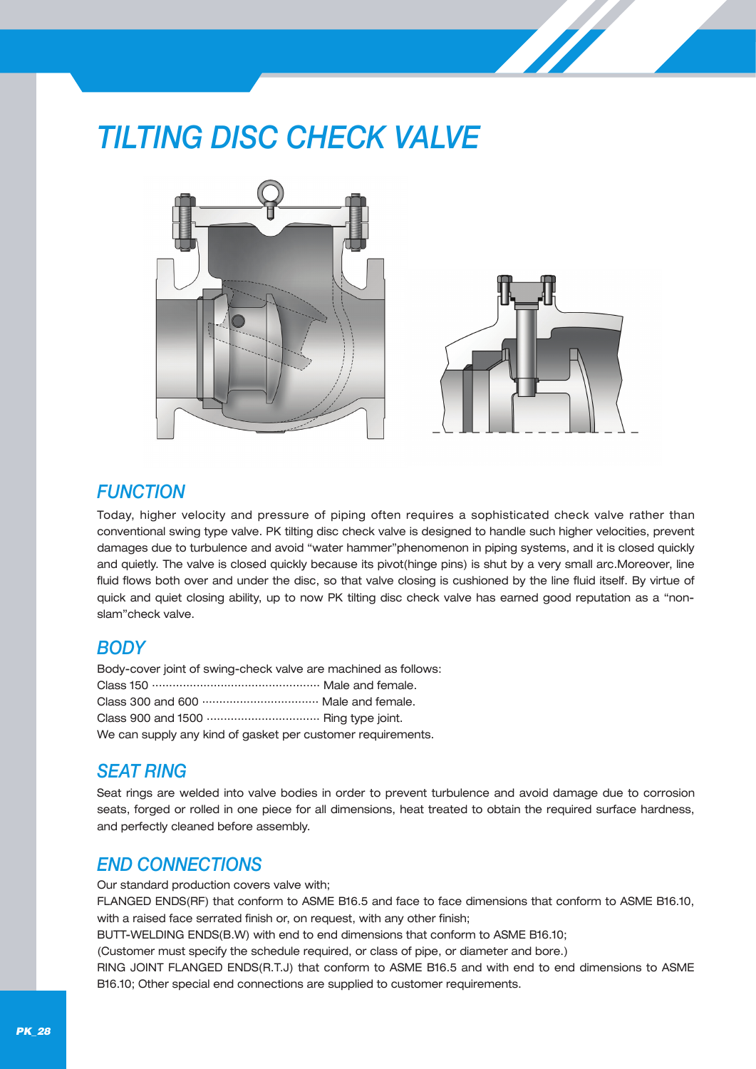# TILTING DISC CHECK VALVE

## FUNCTION

Today, higher velocity and pressure of piping often requires a sophisticated check valve rather than conventional swing type valve. PK tilting disc check valve is designed to handle such higher velocities, prevent damages due to turbulence and avoid “water hammer”phenomenon in piping systems, and it is closed quickly and quietly. The valve is closed quickly because its pivot(hinge pins) is shut by a very small arc.Moreover, line fluid flows both over and under the disc, so that valve closing is cushioned by the line fluid itself. By virtue of quick and quiet closing ability, up to now PK tilting disc check valve has earned good reputation as a “non-slam”check valve.

## BODY

Body-cover joint of swing-check valve are machined as follows:
Class 150 ··············································· Male and female.
Class 300 and 600 ································ Male and female.
Class 900 and 1500 ······························· Ring type joint.
We can supply any kind of gasket per customer requirements.

## SEAT RING

Seat rings are welded into valve bodies in order to prevent turbulence and avoid damage due to corrosion seats, forged or rolled in one piece for all dimensions, heat treated to obtain the required surface hardness, and perfectly cleaned before assembly.

## END CONNECTIONS

Our standard production covers valve with;
FLANGED ENDS(RF) that conform to ASME B16.5 and face to face dimensions that conform to ASME B16.10, with a raised face serrated finish or, on request, with any other finish;
BUTT-WELDING ENDS(B.W) with end to end dimensions that conform to ASME B16.10;
(Customer must specify the schedule required, or class of pipe, or diameter and bore.)
RING JOINT FLANGED ENDS(R.T.J) that conform to ASME B16.5 and with end to end dimensions to ASME B16.10; Other special end connections are supplied to customer requirements.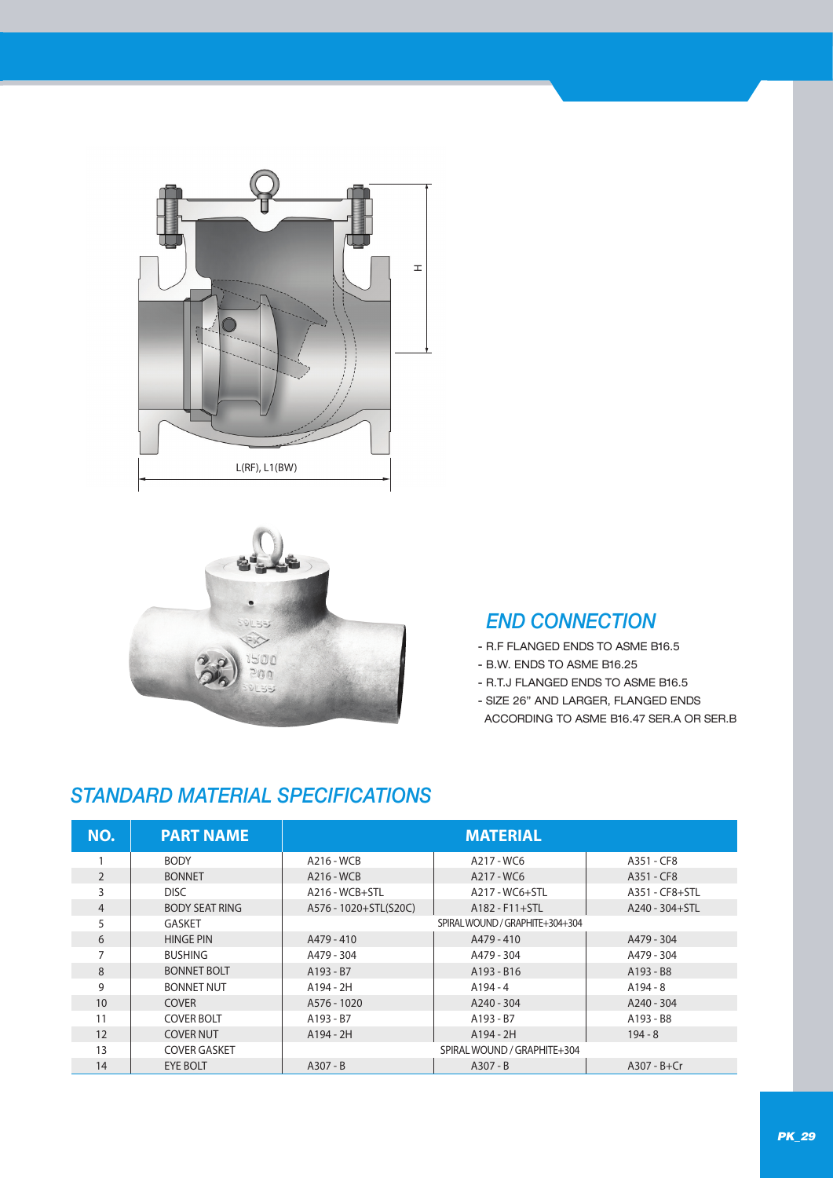## END CONNECTION

- R.F FLANGED ENDS TO ASME B16.5
- B.W. ENDS TO ASME B16.25
- R.T.J FLANGED ENDS TO ASME B16.5
- SIZE 26" AND LARGER, FLANGED ENDS ACCORDING TO ASME B16.47 SER.A OR SER.B

## STANDARD MATERIAL SPECIFICATIONS

| NO. | PART NAME | MATERIAL | | |
|---|---|---|---|---|
| 1 | BODY | A216 - WCB | A217 - WC6 | A351 - CF8 |
| 2 | BONNET | A216 - WCB | A217 - WC6 | A351 - CF8 |
| 3 | DISC | A216 - WCB+STL | A217 - WC6+STL | A351 - CF8+STL |
| 4 | BODY SEAT RING | A576 - 1020+STL(S20C) | A182 - F11+STL | A240 - 304+STL |
| 5 | GASKET | SPIRAL WOUND / GRAPHITE+304+304 | | |
| 6 | HINGE PIN | A479 - 410 | A479 - 410 | A479 - 304 |
| 7 | BUSHING | A479 - 304 | A479 - 304 | A479 - 304 |
| 8 | BONNET BOLT | A193 - B7 | A193 - B16 | A193 - B8 |
| 9 | BONNET NUT | A194 - 2H | A194 - 4 | A194 - 8 |
| 10 | COVER | A576 - 1020 | A240 - 304 | A240 - 304 |
| 11 | COVER BOLT | A193 - B7 | A193 - B7 | A193 - B8 |
| 12 | COVER NUT | A194 - 2H | A194 - 2H | 194 - 8 |
| 13 | COVER GASKET | SPIRAL WOUND / GRAPHITE+304 | | |
| 14 | EYE BOLT | A307 - B | A307 - B | A307 - B+Cr |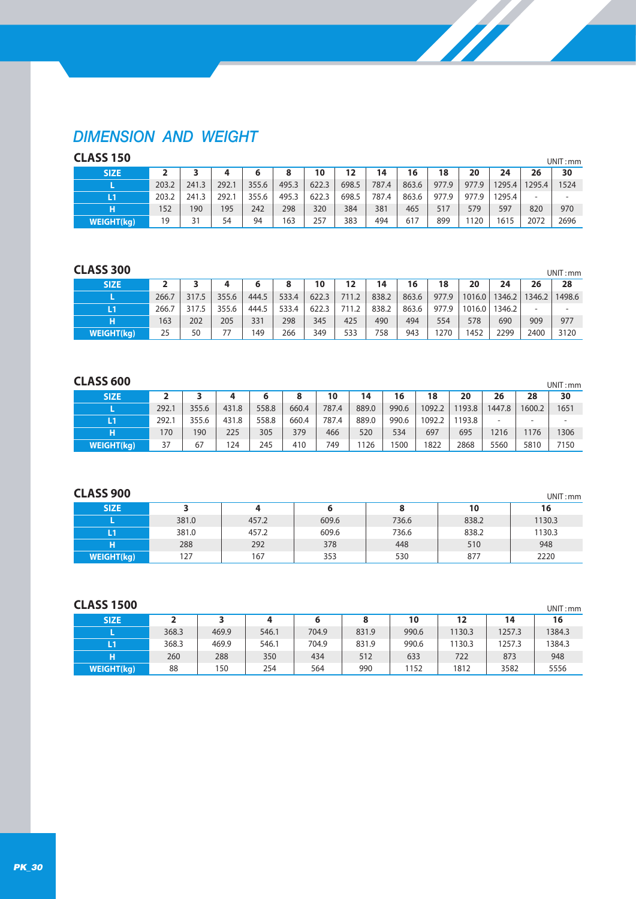## *DIMENSION AND WEIGHT*

### CLASS 150

UNIT : mm

| SIZE | 2 | 3 | 4 | 6 | 8 | 10 | 12 | 14 | 16 | 18 | 20 | 24 | 26 | 30 |
|---|---|---|---|---|---|---|---|---|---|---|---|---|---|---|
| L | 203.2 | 241.3 | 292.1 | 355.6 | 495.3 | 622.3 | 698.5 | 787.4 | 863.6 | 977.9 | 977.9 | 1295.4 | 1295.4 | 1524 |
| L1 | 203.2 | 241.3 | 292.1 | 355.6 | 495.3 | 622.3 | 698.5 | 787.4 | 863.6 | 977.9 | 977.9 | 1295.4 | - | - |
| H | 152 | 190 | 195 | 242 | 298 | 320 | 384 | 381 | 465 | 517 | 579 | 597 | 820 | 970 |
| WEIGHT(kg) | 19 | 31 | 54 | 94 | 163 | 257 | 383 | 494 | 617 | 899 | 1120 | 1615 | 2072 | 2696 |

### CLASS 300

UNIT : mm

| SIZE | 2 | 3 | 4 | 6 | 8 | 10 | 12 | 14 | 16 | 18 | 20 | 24 | 26 | 28 |
|---|---|---|---|---|---|---|---|---|---|---|---|---|---|---|
| L | 266.7 | 317.5 | 355.6 | 444.5 | 533.4 | 622.3 | 711.2 | 838.2 | 863.6 | 977.9 | 1016.0 | 1346.2 | 1346.2 | 1498.6 |
| L1 | 266.7 | 317.5 | 355.6 | 444.5 | 533.4 | 622.3 | 711.2 | 838.2 | 863.6 | 977.9 | 1016.0 | 1346.2 | - | - |
| H | 163 | 202 | 205 | 331 | 298 | 345 | 425 | 490 | 494 | 554 | 578 | 690 | 909 | 977 |
| WEIGHT(kg) | 25 | 50 | 77 | 149 | 266 | 349 | 533 | 758 | 943 | 1270 | 1452 | 2299 | 2400 | 3120 |

### CLASS 600

UNIT : mm

| SIZE | 2 | 3 | 4 | 6 | 8 | 10 | 14 | 16 | 18 | 20 | 26 | 28 | 30 |
|---|---|---|---|---|---|---|---|---|---|---|---|---|---|
| L | 292.1 | 355.6 | 431.8 | 558.8 | 660.4 | 787.4 | 889.0 | 990.6 | 1092.2 | 1193.8 | 1447.8 | 1600.2 | 1651 |
| L1 | 292.1 | 355.6 | 431.8 | 558.8 | 660.4 | 787.4 | 889.0 | 990.6 | 1092.2 | 1193.8 | - | - | - |
| H | 170 | 190 | 225 | 305 | 379 | 466 | 520 | 534 | 697 | 695 | 1216 | 1176 | 1306 |
| WEIGHT(kg) | 37 | 67 | 124 | 245 | 410 | 749 | 1126 | 1500 | 1822 | 2868 | 5560 | 5810 | 7150 |

### CLASS 900

UNIT : mm

| SIZE | 3 | 4 | 6 | 8 | 10 | 16 |
|---|---|---|---|---|---|---|
| L | 381.0 | 457.2 | 609.6 | 736.6 | 838.2 | 1130.3 |
| L1 | 381.0 | 457.2 | 609.6 | 736.6 | 838.2 | 1130.3 |
| H | 288 | 292 | 378 | 448 | 510 | 948 |
| WEIGHT(kg) | 127 | 167 | 353 | 530 | 877 | 2220 |

### CLASS 1500

UNIT : mm

| SIZE | 2 | 3 | 4 | 6 | 8 | 10 | 12 | 14 | 16 |
|---|---|---|---|---|---|---|---|---|---|
| L | 368.3 | 469.9 | 546.1 | 704.9 | 831.9 | 990.6 | 1130.3 | 1257.3 | 1384.3 |
| L1 | 368.3 | 469.9 | 546.1 | 704.9 | 831.9 | 990.6 | 1130.3 | 1257.3 | 1384.3 |
| H | 260 | 288 | 350 | 434 | 512 | 633 | 722 | 873 | 948 |
| WEIGHT(kg) | 88 | 150 | 254 | 564 | 990 | 1152 | 1812 | 3582 | 5556 |